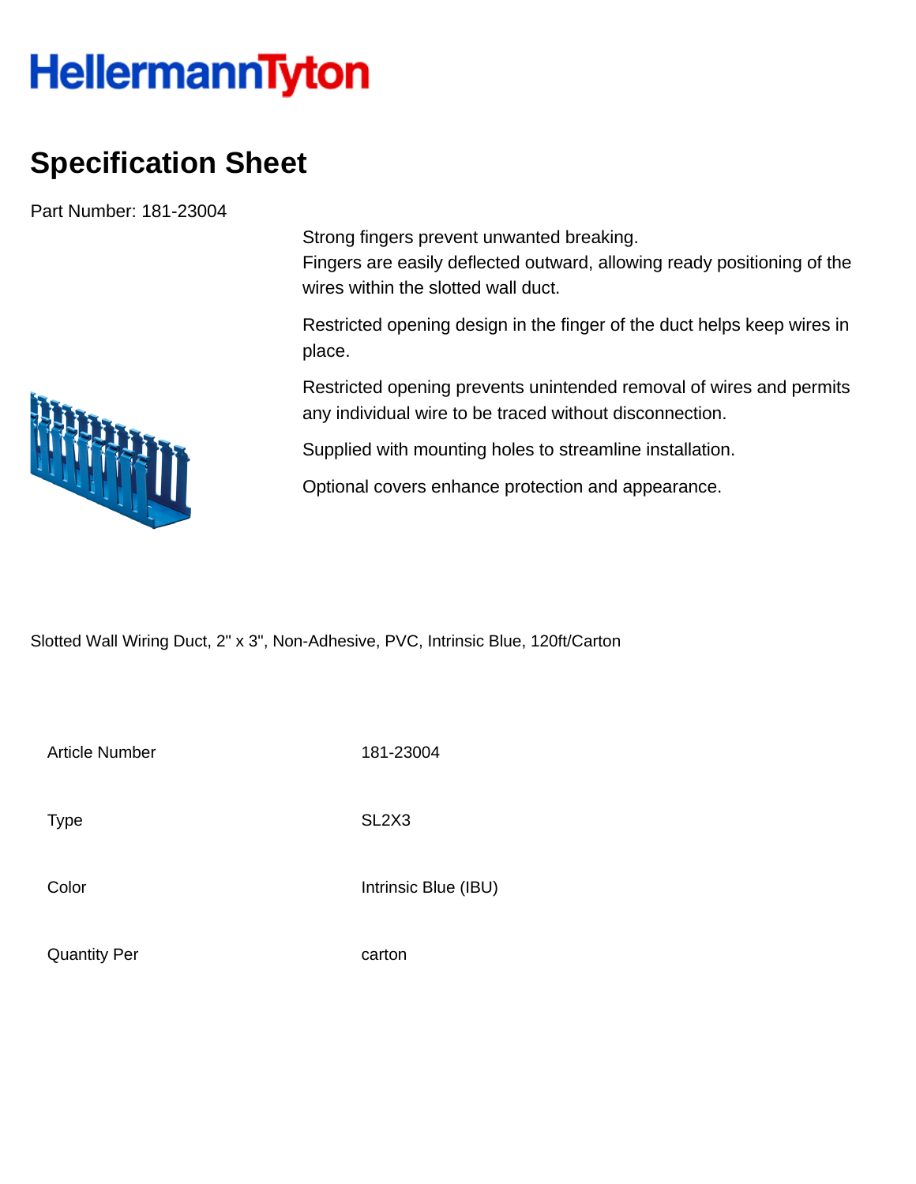HellermannTyton

# Specification Sheet

Part Number: 181-23004

Strong fingers prevent unwanted breaking.
Fingers are easily deflected outward, allowing ready positioning of the wires within the slotted wall duct.

Restricted opening design in the finger of the duct helps keep wires in place.

Restricted opening prevents unintended removal of wires and permits any individual wire to be traced without disconnection.

Supplied with mounting holes to streamline installation.

Optional covers enhance protection and appearance.

Slotted Wall Wiring Duct, 2" x 3", Non-Adhesive, PVC, Intrinsic Blue, 120ft/Carton

| | |
|---|---|
| Article Number | 181-23004 |
| Type | SL2X3 |
| Color | Intrinsic Blue (IBU) |
| Quantity Per | carton |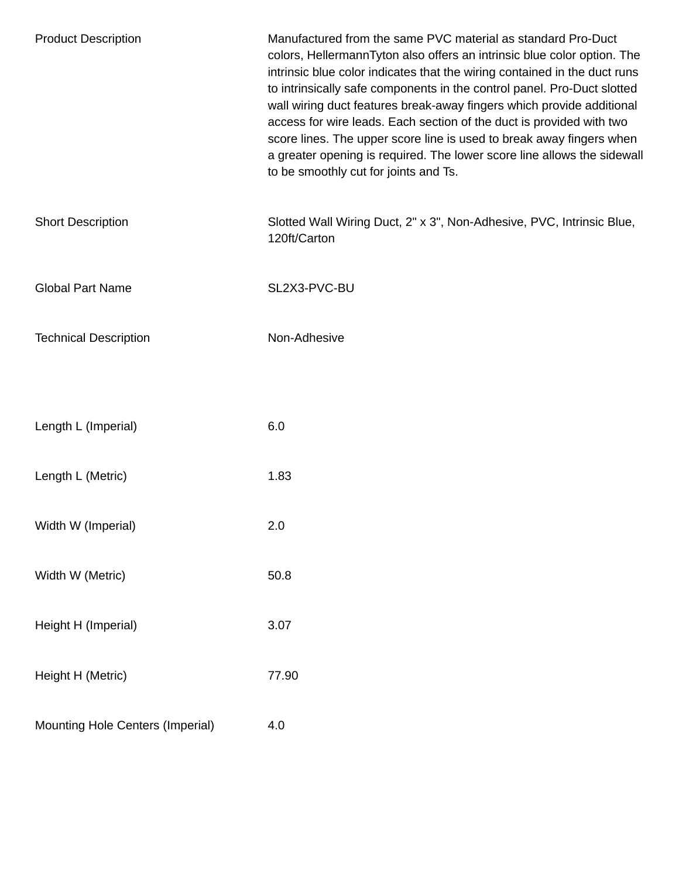| | |
|---|---|
| Product Description | Manufactured from the same PVC material as standard Pro-Duct colors, HellermannTyton also offers an intrinsic blue color option. The intrinsic blue color indicates that the wiring contained in the duct runs to intrinsically safe components in the control panel. Pro-Duct slotted wall wiring duct features break-away fingers which provide additional access for wire leads. Each section of the duct is provided with two score lines. The upper score line is used to break away fingers when a greater opening is required. The lower score line allows the sidewall to be smoothly cut for joints and Ts. |
| Short Description | Slotted Wall Wiring Duct, 2" x 3", Non-Adhesive, PVC, Intrinsic Blue, 120ft/Carton |
| Global Part Name | SL2X3-PVC-BU |
| Technical Description | Non-Adhesive |
| Length L (Imperial) | 6.0 |
| Length L (Metric) | 1.83 |
| Width W (Imperial) | 2.0 |
| Width W (Metric) | 50.8 |
| Height H (Imperial) | 3.07 |
| Height H (Metric) | 77.90 |
| Mounting Hole Centers (Imperial) | 4.0 |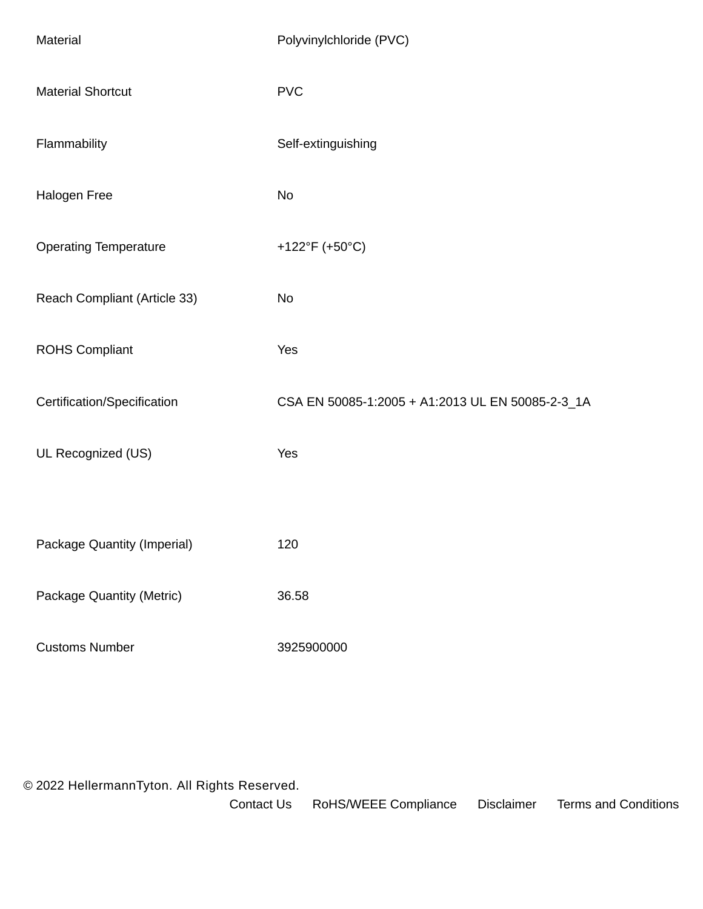| | |
|---|---|
| Material | Polyvinylchloride (PVC) |
| Material Shortcut | PVC |
| Flammability | Self-extinguishing |
| Halogen Free | No |
| Operating Temperature | +122°F (+50°C) |
| Reach Compliant (Article 33) | No |
| ROHS Compliant | Yes |
| Certification/Specification | CSA EN 50085-1:2005 + A1:2013 UL EN 50085-2-3_1A |
| UL Recognized (US) | Yes |

| | |
|---|---|
| Package Quantity (Imperial) | 120 |
| Package Quantity (Metric) | 36.58 |
| Customs Number | 3925900000 |

© 2022 HellermannTyton. All Rights Reserved.

Contact Us RoHS/WEEE Compliance Disclaimer Terms and Conditions